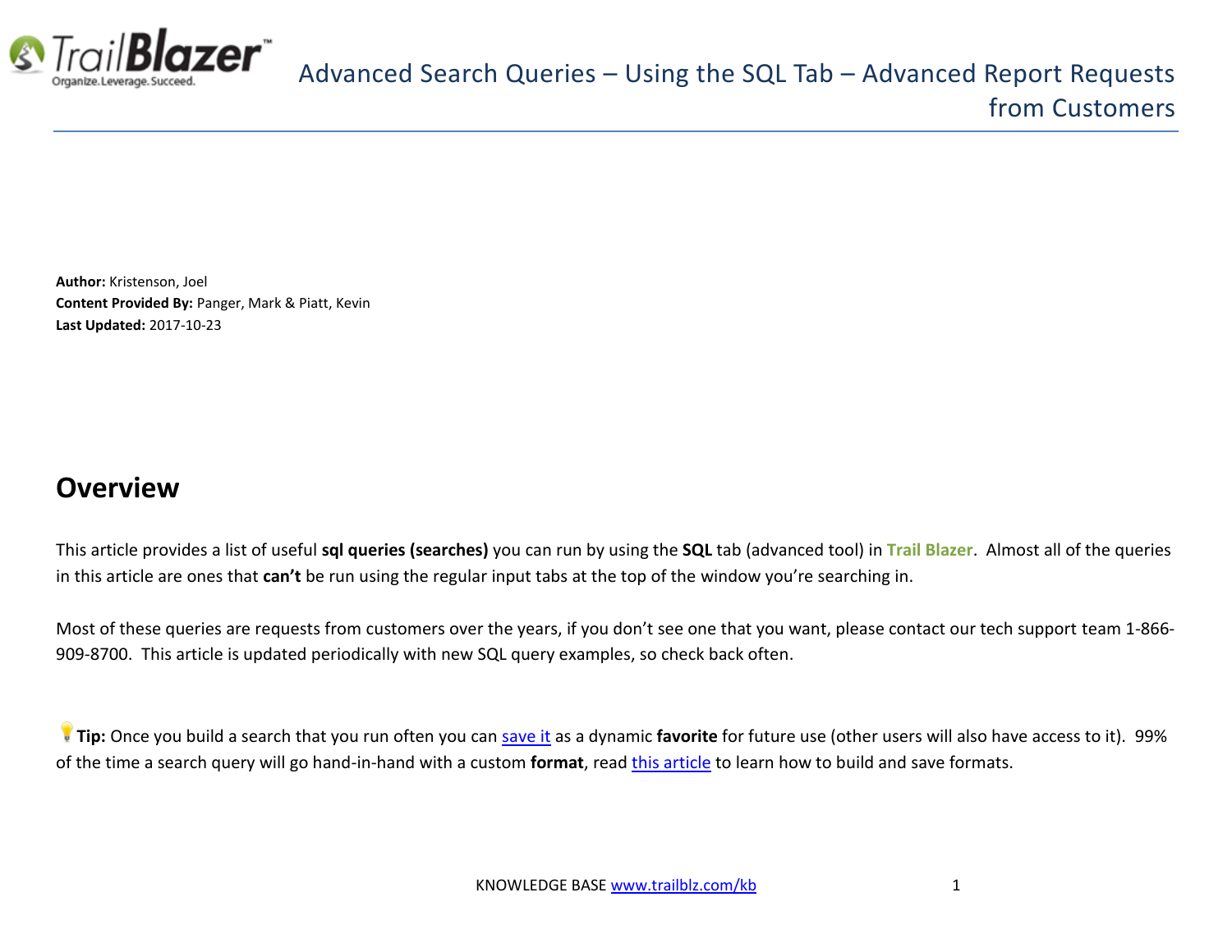# Advanced Search Queries – Using the SQL Tab – Advanced Report Requests from Customers

**Author:** Kristenson, Joel
**Content Provided By:** Panger, Mark & Piatt, Kevin
**Last Updated:** 2017-10-23

## Overview

This article provides a list of useful **sql queries (searches)** you can run by using the **SQL** tab (advanced tool) in **Trail Blazer**. Almost all of the queries in this article are ones that **can't** be run using the regular input tabs at the top of the window you're searching in.

Most of these queries are requests from customers over the years, if you don't see one that you want, please contact our tech support team 1-866-909-8700. This article is updated periodically with new SQL query examples, so check back often.

**Tip:** Once you build a search that you run often you can [save it](#) as a dynamic **favorite** for future use (other users will also have access to it). 99% of the time a search query will go hand-in-hand with a custom **format**, read [this article](#) to learn how to build and save formats.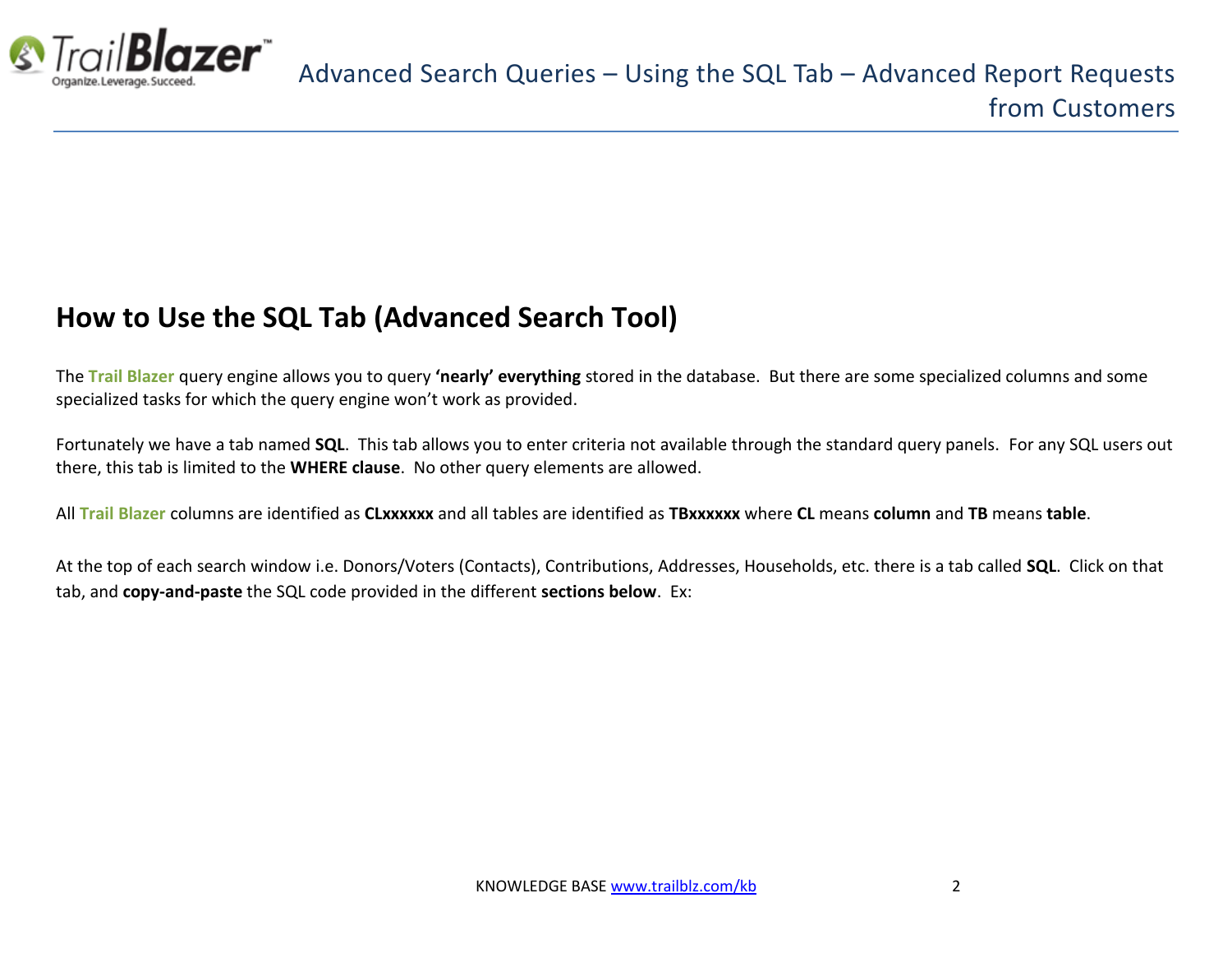## How to Use the SQL Tab (Advanced Search Tool)

The **Trail Blazer** query engine allows you to query **'nearly' everything** stored in the database. But there are some specialized columns and some specialized tasks for which the query engine won't work as provided.

Fortunately we have a tab named **SQL**. This tab allows you to enter criteria not available through the standard query panels. For any SQL users out there, this tab is limited to the **WHERE clause**. No other query elements are allowed.

All **Trail Blazer** columns are identified as **CLxxxxxx** and all tables are identified as **TBxxxxxx** where **CL** means **column** and **TB** means **table**.

At the top of each search window i.e. Donors/Voters (Contacts), Contributions, Addresses, Households, etc. there is a tab called **SQL**. Click on that tab, and **copy-and-paste** the SQL code provided in the different **sections below**. Ex: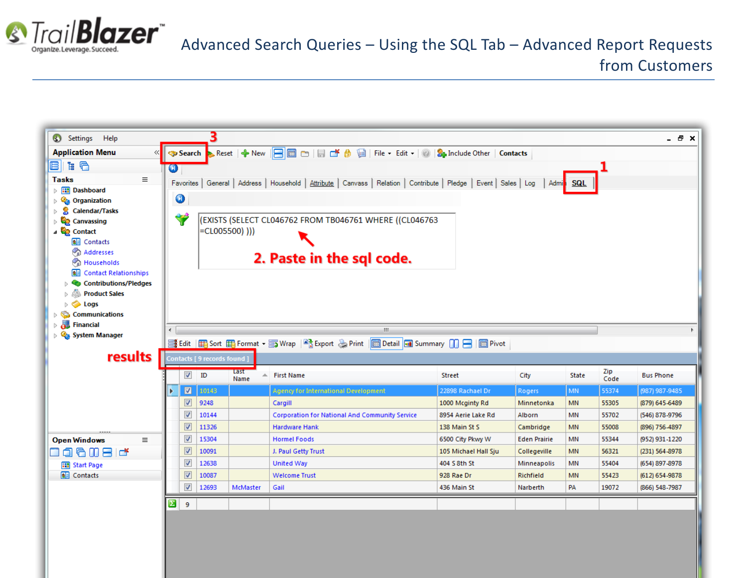# Advanced Search Queries – Using the SQL Tab – Advanced Report Requests from Customers

2. Paste in the sql code.

```
(EXISTS (SELECT CL046762 FROM TB046761 WHERE ((CL046763 =CL005500) )))
```

results

Contacts [ 9 records found ]

| ID | Last Name | First Name | Street | City | State | Zip Code | Bus Phone |
|---|---|---|---|---|---|---|---|
| 10143 | | Agency for International Development | 22898 Rachael Dr | Rogers | MN | 55374 | (987) 987-9485 |
| 9248 | | Cargill | 1000 Mcginty Rd | Minnetonka | MN | 55305 | (879) 645-6489 |
| 10144 | | Corporation for National And Community Service | 8954 Aerie Lake Rd | Alborn | MN | 55702 | (546) 878-9796 |
| 11326 | | Hardware Hank | 138 Main St S | Cambridge | MN | 55008 | (896) 756-4897 |
| 15304 | | Hormel Foods | 6500 City Pkwy W | Eden Prairie | MN | 55344 | (952) 931-1220 |
| 10091 | | J. Paul Getty Trust | 105 Michael Hall Sju | Collegeville | MN | 56321 | (231) 564-8978 |
| 12638 | | United Way | 404 S 8th St | Minneapolis | MN | 55404 | (654) 897-8978 |
| 10087 | | Welcome Trust | 928 Rae Dr | Richfield | MN | 55423 | (612) 654-9878 |
| 12693 | McMaster | Gail | 436 Main St | Narberth | PA | 19072 | (866) 548-7987 |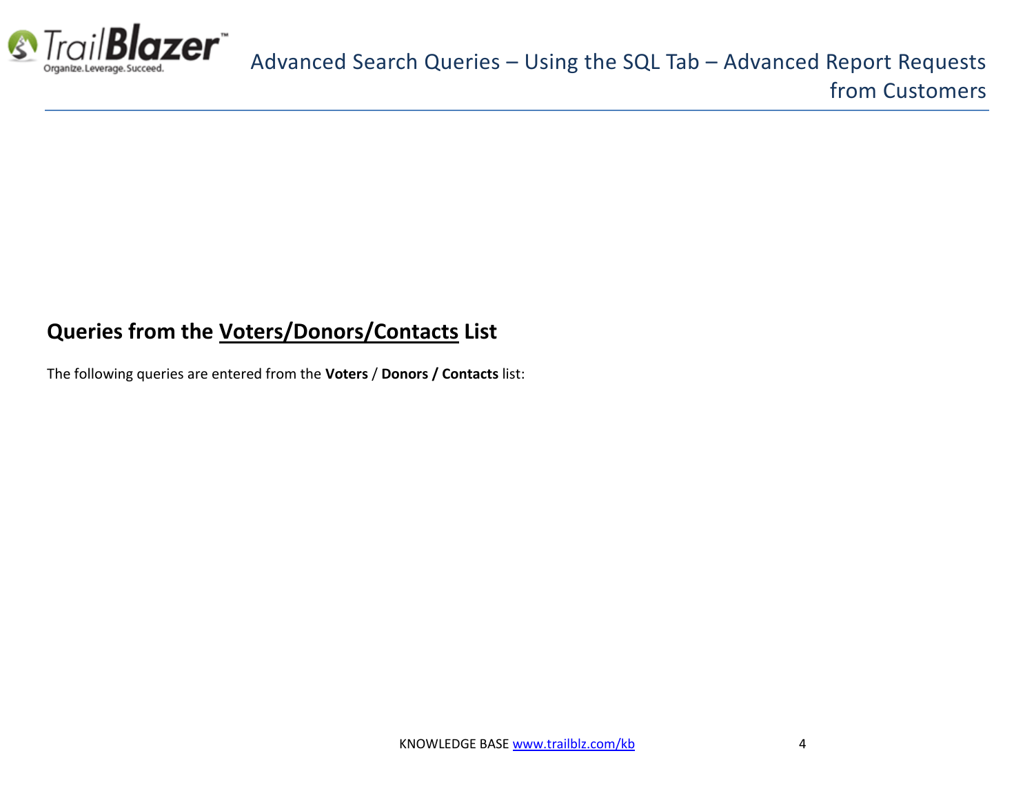## Queries from the Voters/Donors/Contacts List

The following queries are entered from the **Voters** / **Donors / Contacts** list: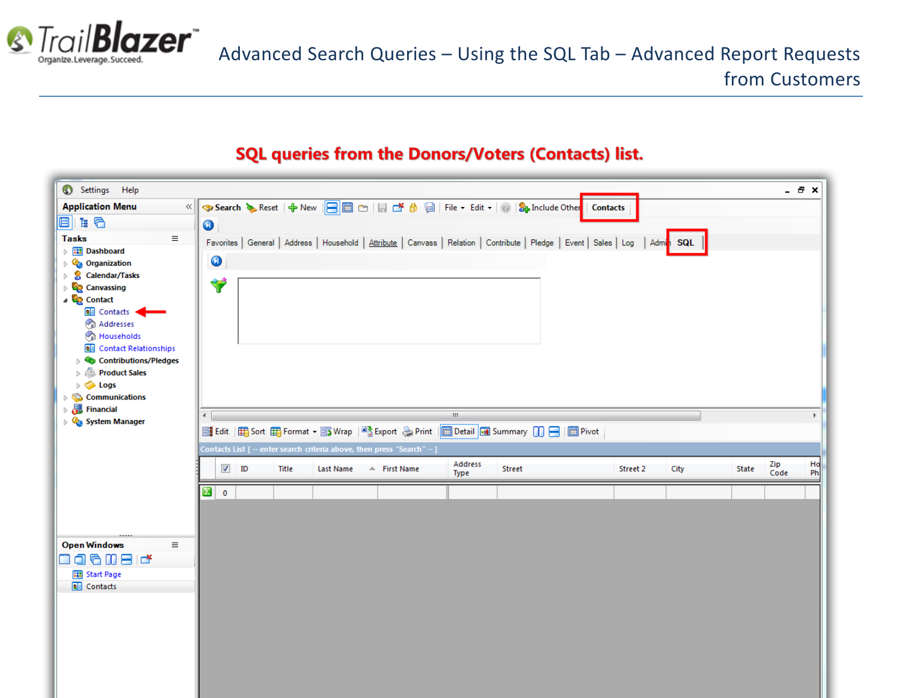## SQL queries from the Donors/Voters (Contacts) list.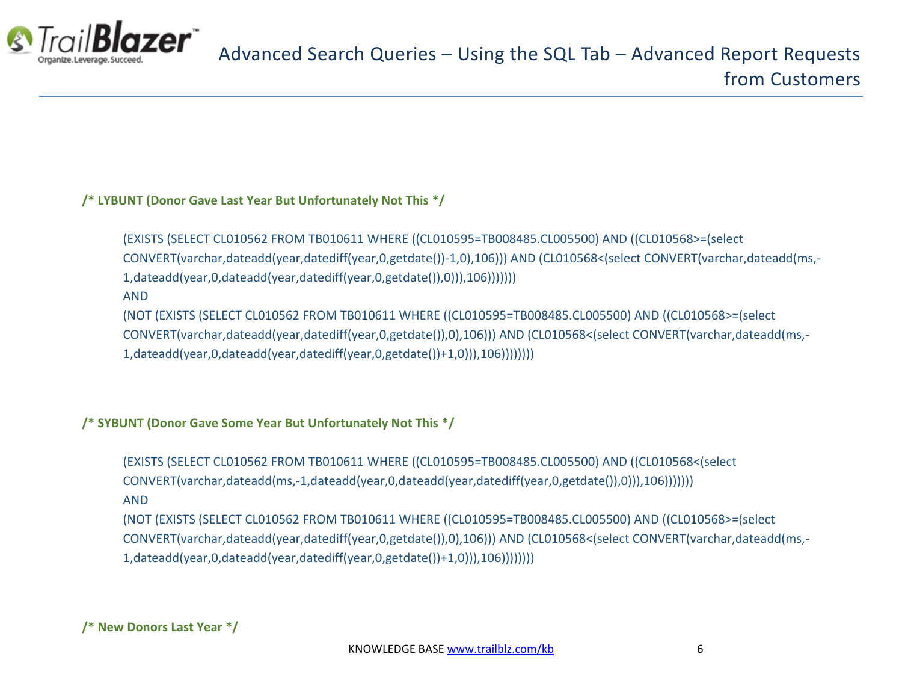**/* LYBUNT (Donor Gave Last Year But Unfortunately Not This */**

```
(EXISTS (SELECT CL010562 FROM TB010611 WHERE ((CL010595=TB008485.CL005500) AND ((CL010568>=(select
CONVERT(varchar,dateadd(year,datediff(year,0,getdate())-1,0),106))) AND (CL010568<(select CONVERT(varchar,dateadd(ms,-
1,dateadd(year,0,dateadd(year,datediff(year,0,getdate()),0))),106)))))))
AND
(NOT (EXISTS (SELECT CL010562 FROM TB010611 WHERE ((CL010595=TB008485.CL005500) AND ((CL010568>=(select
CONVERT(varchar,dateadd(year,datediff(year,0,getdate()),0),106))) AND (CL010568<(select CONVERT(varchar,dateadd(ms,-
1,dateadd(year,0,dateadd(year,datediff(year,0,getdate())+1,0))),106))))))))
```

**/* SYBUNT (Donor Gave Some Year But Unfortunately Not This */**

```
(EXISTS (SELECT CL010562 FROM TB010611 WHERE ((CL010595=TB008485.CL005500) AND ((CL010568<(select
CONVERT(varchar,dateadd(ms,-1,dateadd(year,0,dateadd(year,datediff(year,0,getdate()),0))),106)))))))
AND
(NOT (EXISTS (SELECT CL010562 FROM TB010611 WHERE ((CL010595=TB008485.CL005500) AND ((CL010568>=(select
CONVERT(varchar,dateadd(year,datediff(year,0,getdate()),0),106))) AND (CL010568<(select CONVERT(varchar,dateadd(ms,-
1,dateadd(year,0,dateadd(year,datediff(year,0,getdate())+1,0))),106))))))))
```

**/* New Donors Last Year */**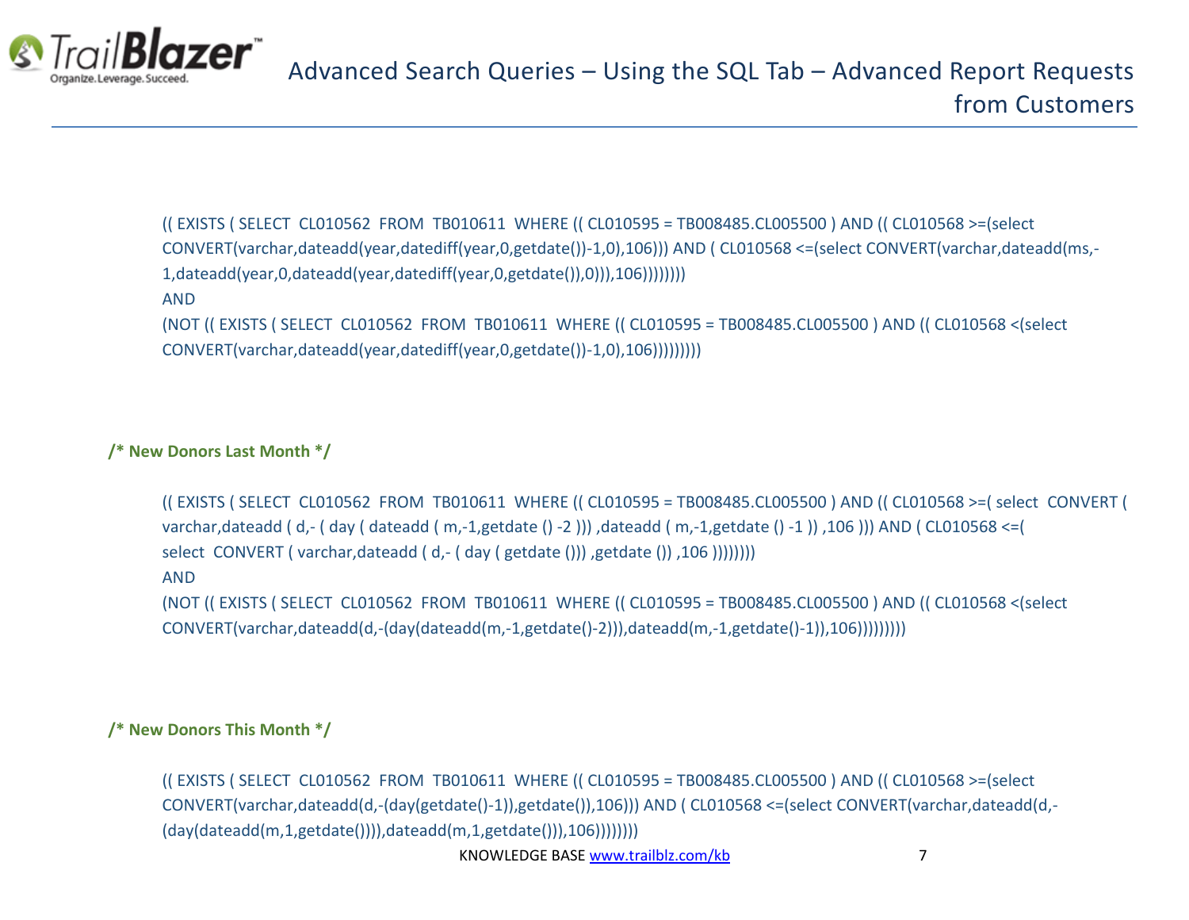```
(( EXISTS ( SELECT  CL010562  FROM  TB010611  WHERE (( CL010595 = TB008485.CL005500 ) AND (( CL010568 >=(select CONVERT(varchar,dateadd(year,datediff(year,0,getdate())-1,0),106))) AND ( CL010568 <=(select CONVERT(varchar,dateadd(ms,-1,dateadd(year,0,dateadd(year,datediff(year,0,getdate()),0))),106))))))))
AND
(NOT (( EXISTS ( SELECT  CL010562  FROM  TB010611  WHERE (( CL010595 = TB008485.CL005500 ) AND (( CL010568 <(select CONVERT(varchar,dateadd(year,datediff(year,0,getdate())-1,0),106)))))))))
```

```
/* New Donors Last Month */
```

```
(( EXISTS ( SELECT  CL010562  FROM  TB010611  WHERE (( CL010595 = TB008485.CL005500 ) AND (( CL010568 >=( select  CONVERT ( varchar,dateadd ( d,- ( day ( dateadd ( m,-1,getdate () -2 ))) ,dateadd ( m,-1,getdate () -1 )) ,106 ))) AND ( CL010568 <=( select  CONVERT ( varchar,dateadd ( d,- ( day ( getdate ())) ,getdate ()) ,106 ))))))))
AND
(NOT (( EXISTS ( SELECT  CL010562  FROM  TB010611  WHERE (( CL010595 = TB008485.CL005500 ) AND (( CL010568 <(select CONVERT(varchar,dateadd(d,-(day(dateadd(m,-1,getdate()-2))),dateadd(m,-1,getdate()-1)),106)))))))))
```

```
/* New Donors This Month */
```

```
(( EXISTS ( SELECT  CL010562  FROM  TB010611  WHERE (( CL010595 = TB008485.CL005500 ) AND (( CL010568 >=(select CONVERT(varchar,dateadd(d,-(day(getdate()-1)),getdate()),106))) AND ( CL010568 <=(select CONVERT(varchar,dateadd(d,-(day(dateadd(m,1,getdate()))),dateadd(m,1,getdate())),106))))))))
```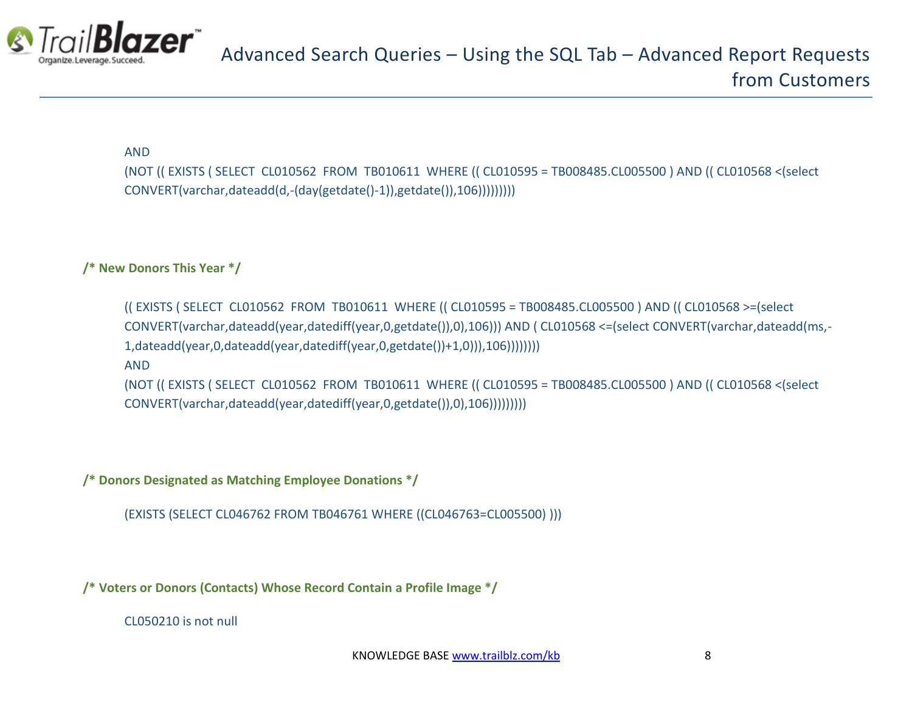```
AND
(NOT (( EXISTS ( SELECT  CL010562  FROM  TB010611  WHERE (( CL010595 = TB008485.CL005500 ) AND (( CL010568 <(select CONVERT(varchar,dateadd(d,-(day(getdate()-1)),getdate()),106)))))))))
```

**/* New Donors This Year */**

```
(( EXISTS ( SELECT  CL010562  FROM  TB010611  WHERE (( CL010595 = TB008485.CL005500 ) AND (( CL010568 >=(select CONVERT(varchar,dateadd(year,datediff(year,0,getdate()),0),106))) AND ( CL010568 <=(select CONVERT(varchar,dateadd(ms,-1,dateadd(year,0,dateadd(year,datediff(year,0,getdate())+1,0))),106))))))))
AND
(NOT (( EXISTS ( SELECT  CL010562  FROM  TB010611  WHERE (( CL010595 = TB008485.CL005500 ) AND (( CL010568 <(select CONVERT(varchar,dateadd(year,datediff(year,0,getdate()),0),106)))))))))
```

**/* Donors Designated as Matching Employee Donations */**

```
(EXISTS (SELECT CL046762 FROM TB046761 WHERE ((CL046763=CL005500) )))
```

**/* Voters or Donors (Contacts) Whose Record Contain a Profile Image */**

```
CL050210 is not null
```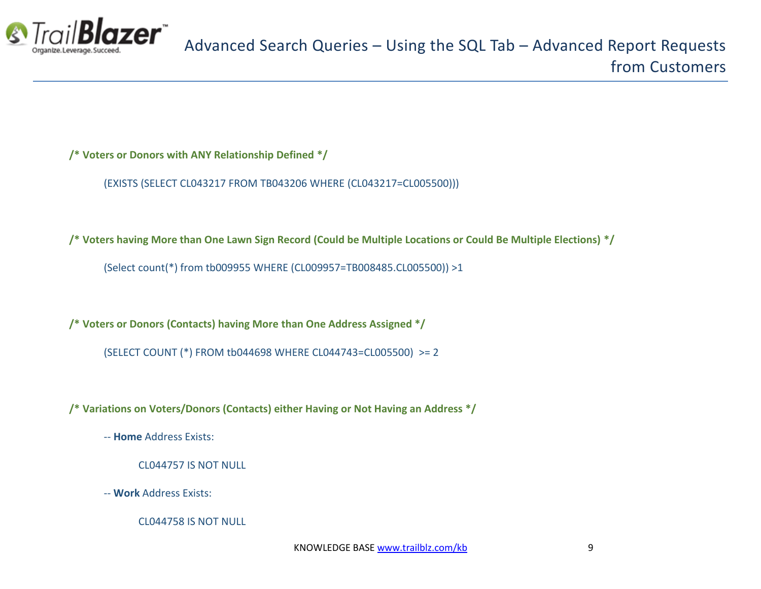**/* Voters or Donors with ANY Relationship Defined */**

```
(EXISTS (SELECT CL043217 FROM TB043206 WHERE (CL043217=CL005500)))
```

**/* Voters having More than One Lawn Sign Record (Could be Multiple Locations or Could Be Multiple Elections) */**

```
(Select count(*) from tb009955 WHERE (CL009957=TB008485.CL005500)) >1
```

**/* Voters or Donors (Contacts) having More than One Address Assigned */**

```
(SELECT COUNT (*) FROM tb044698 WHERE CL044743=CL005500)  >= 2
```

**/* Variations on Voters/Donors (Contacts) either Having or Not Having an Address */**

-- **Home** Address Exists:

```
CL044757 IS NOT NULL
```

-- **Work** Address Exists:

```
CL044758 IS NOT NULL
```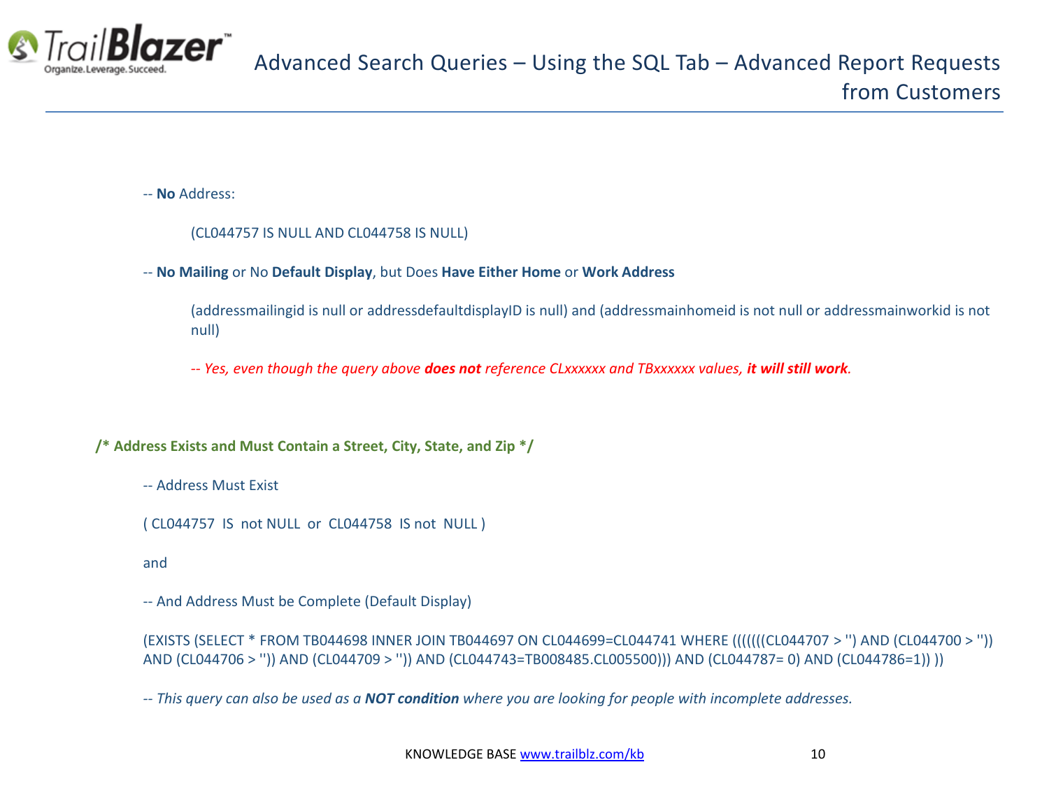-- **No** Address:

(CL044757 IS NULL AND CL044758 IS NULL)

-- **No Mailing** or No **Default Display**, but Does **Have Either Home** or **Work Address**

(addressmailingid is null or addressdefaultdisplayID is null) and (addressmainhomeid is not null or addressmainworkid is not null)

*-- Yes, even though the query above **does not** reference CLxxxxxx and TBxxxxxx values, **it will still work**.*

**/* Address Exists and Must Contain a Street, City, State, and Zip */**

-- Address Must Exist

( CL044757  IS  not NULL  or  CL044758  IS not  NULL )

and

-- And Address Must be Complete (Default Display)

(EXISTS (SELECT * FROM TB044698 INNER JOIN TB044697 ON CL044699=CL044741 WHERE ((((((CL044707 > '') AND (CL044700 > '')) AND (CL044706 > '')) AND (CL044709 > '')) AND (CL044743=TB008485.CL005500))) AND (CL044787= 0) AND (CL044786=1)) ))

*-- This query can also be used as a **NOT condition** where you are looking for people with incomplete addresses.*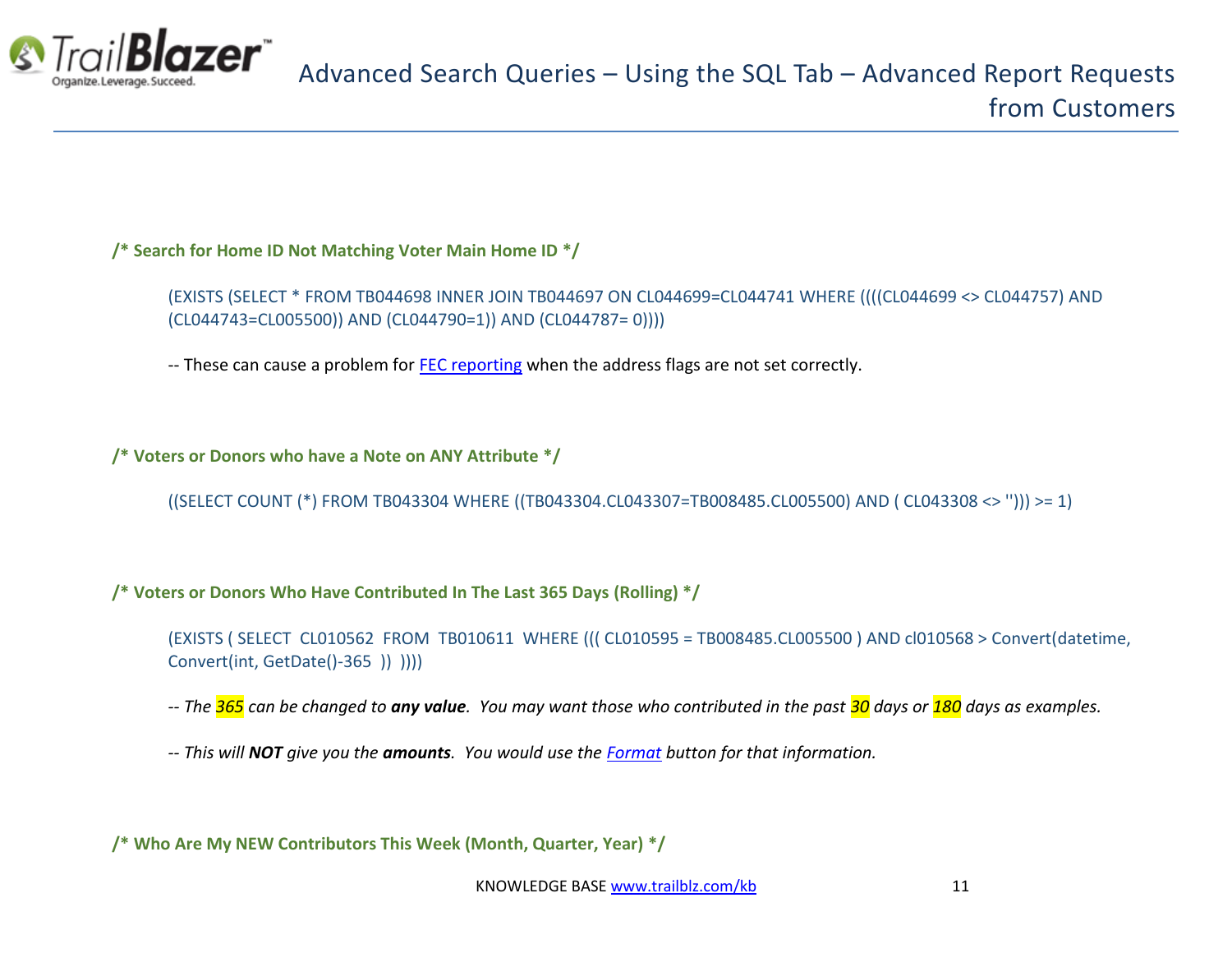**/* Search for Home ID Not Matching Voter Main Home ID */**

```
(EXISTS (SELECT * FROM TB044698 INNER JOIN TB044697 ON CL044699=CL044741 WHERE ((((CL044699 <> CL044757) AND (CL044743=CL005500)) AND (CL044790=1)) AND (CL044787= 0))))
```

-- These can cause a problem for [FEC reporting]() when the address flags are not set correctly.

**/* Voters or Donors who have a Note on ANY Attribute */**

```
((SELECT COUNT (*) FROM TB043304 WHERE ((TB043304.CL043307=TB008485.CL005500) AND ( CL043308 <> ''))) >= 1)
```

**/* Voters or Donors Who Have Contributed In The Last 365 Days (Rolling) */**

```
(EXISTS ( SELECT  CL010562  FROM  TB010611  WHERE ((( CL010595 = TB008485.CL005500 ) AND cl010568 > Convert(datetime, Convert(int, GetDate()-365  ))  ))))
```

*-- The 365 can be changed to **any value**. You may want those who contributed in the past 30 days or 180 days as examples.*

*-- This will **NOT** give you the **amounts**. You would use the [Format]() button for that information.*

**/* Who Are My NEW Contributors This Week (Month, Quarter, Year) */**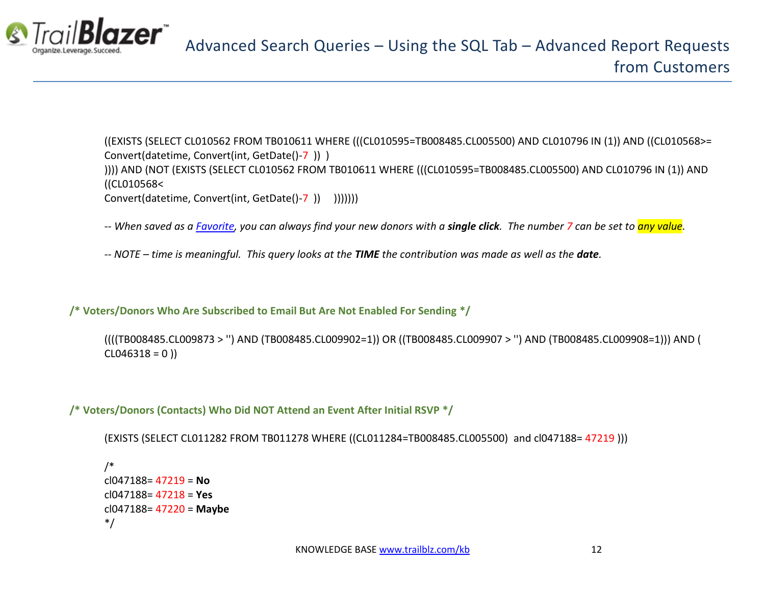```
((EXISTS (SELECT CL010562 FROM TB010611 WHERE (((CL010595=TB008485.CL005500) AND CL010796 IN (1)) AND ((CL010568>=
Convert(datetime, Convert(int, GetDate()-7  ))  )
)))) AND (NOT (EXISTS (SELECT CL010562 FROM TB010611 WHERE (((CL010595=TB008485.CL005500) AND CL010796 IN (1)) AND
((CL010568<
Convert(datetime, Convert(int, GetDate()-7  ))     )))))))
```

*-- When saved as a Favorite, you can always find your new donors with a **single click**. The number 7 can be set to any value.*

*-- NOTE – time is meaningful. This query looks at the **TIME** the contribution was made as well as the **date**.*

**/* Voters/Donors Who Are Subscribed to Email But Are Not Enabled For Sending */**

```
((((TB008485.CL009873 > '') AND (TB008485.CL009902=1)) OR ((TB008485.CL009907 > '') AND (TB008485.CL009908=1))) AND (
CL046318 = 0 ))
```

**/* Voters/Donors (Contacts) Who Did NOT Attend an Event After Initial RSVP */**

```
(EXISTS (SELECT CL011282 FROM TB011278 WHERE ((CL011284=TB008485.CL005500)  and cl047188= 47219 )))

/*
cl047188= 47219 = No
cl047188= 47218 = Yes
cl047188= 47220 = Maybe
*/
```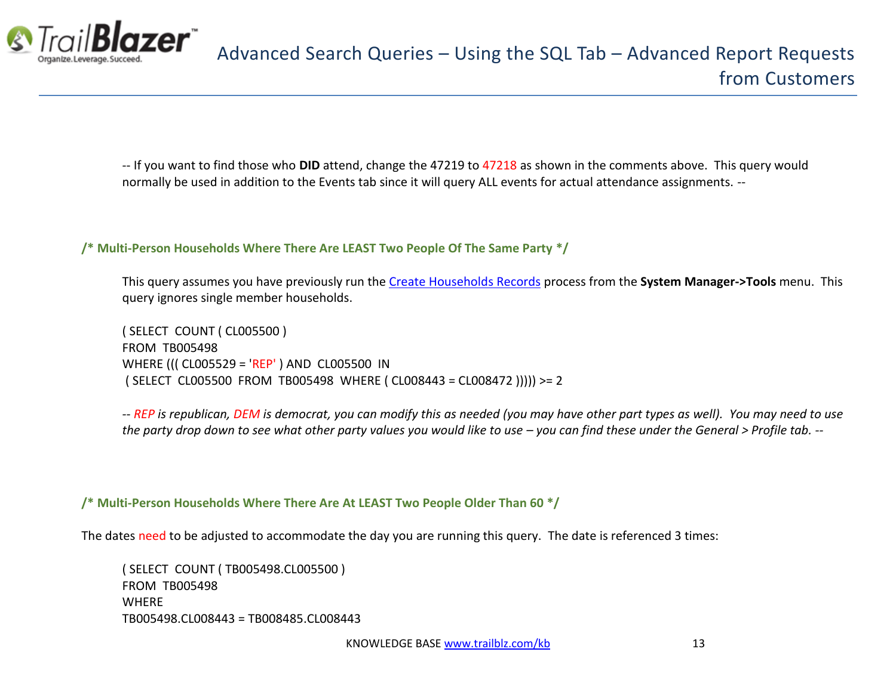-- If you want to find those who **DID** attend, change the 47219 to 47218 as shown in the comments above. This query would normally be used in addition to the Events tab since it will query ALL events for actual attendance assignments. --

### /* Multi-Person Households Where There Are LEAST Two People Of The Same Party */

This query assumes you have previously run the [Create Households Records](#) process from the **System Manager->Tools** menu. This query ignores single member households.

```
( SELECT  COUNT ( CL005500 )
FROM  TB005498
WHERE ((( CL005529 = 'REP' ) AND  CL005500  IN
 ( SELECT  CL005500  FROM  TB005498  WHERE ( CL008443 = CL008472 ))))) >= 2
```

*-- REP is republican, DEM is democrat, you can modify this as needed (you may have other part types as well). You may need to use the party drop down to see what other party values you would like to use – you can find these under the General > Profile tab. --*

### /* Multi-Person Households Where There Are At LEAST Two People Older Than 60 */

The dates need to be adjusted to accommodate the day you are running this query. The date is referenced 3 times:

```
( SELECT  COUNT ( TB005498.CL005500 )
FROM  TB005498
WHERE
TB005498.CL008443 = TB008485.CL008443
```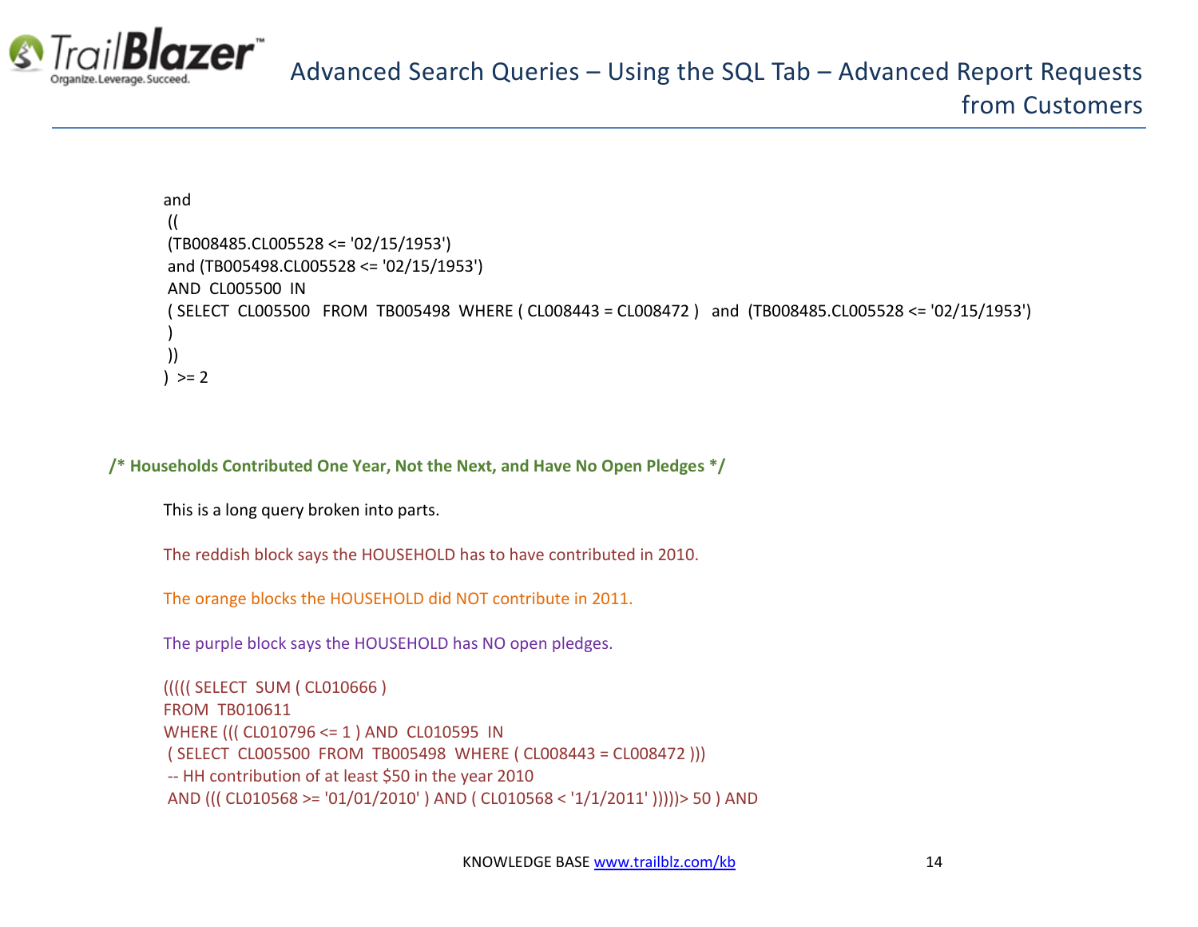```
and
 ((
 (TB008485.CL005528 <= '02/15/1953')
 and (TB005498.CL005528 <= '02/15/1953')
 AND  CL005500  IN
 ( SELECT  CL005500   FROM  TB005498  WHERE ( CL008443 = CL008472 )   and  (TB008485.CL005528 <= '02/15/1953')
 )
 ))
)  >= 2
```

**/\* Households Contributed One Year, Not the Next, and Have No Open Pledges \*/**

This is a long query broken into parts.

The reddish block says the HOUSEHOLD has to have contributed in 2010.

The orange blocks the HOUSEHOLD did NOT contribute in 2011.

The purple block says the HOUSEHOLD has NO open pledges.

```
((((( SELECT  SUM ( CL010666 )
FROM  TB010611
WHERE ((( CL010796 <= 1 ) AND  CL010595  IN
 ( SELECT  CL005500  FROM  TB005498  WHERE ( CL008443 = CL008472 )))
 -- HH contribution of at least $50 in the year 2010
 AND ((( CL010568 >= '01/01/2010' ) AND ( CL010568 < '1/1/2011' )))))> 50 ) AND
```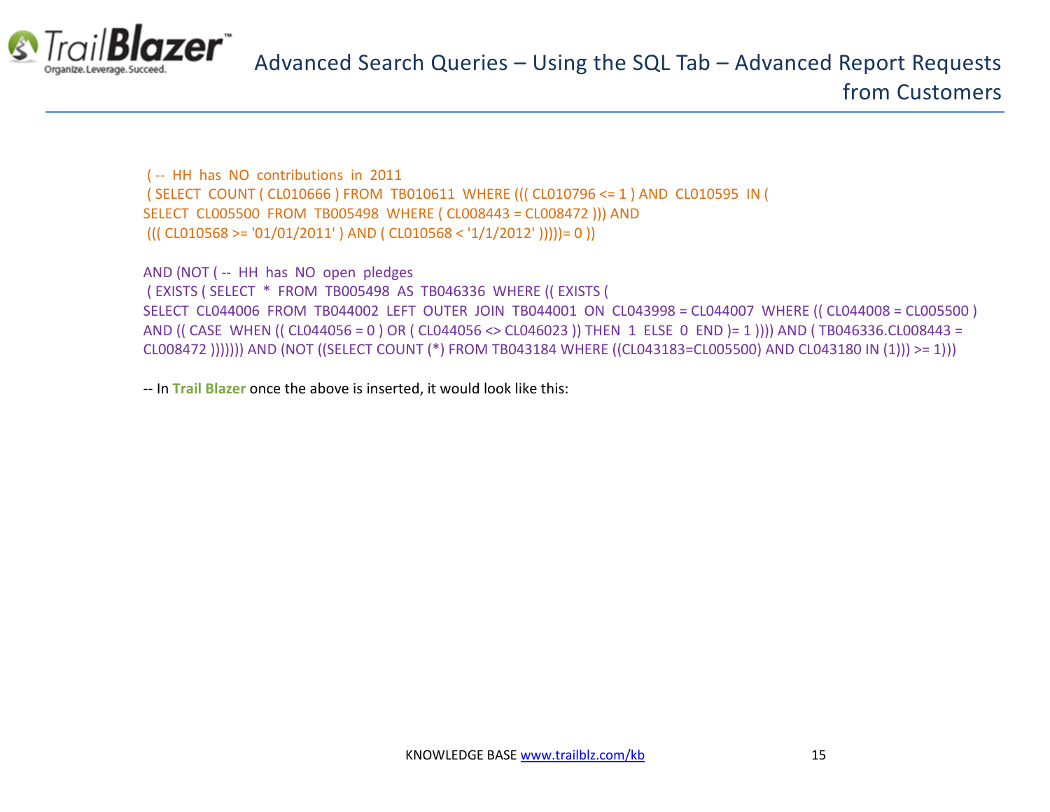```
( -- HH has NO contributions in 2011
( SELECT COUNT ( CL010666 ) FROM TB010611 WHERE ((( CL010796 <= 1 ) AND CL010595 IN (
SELECT CL005500 FROM TB005498 WHERE ( CL008443 = CL008472 ))) AND
((( CL010568 >= '01/01/2011' ) AND ( CL010568 < '1/1/2012' )))))= 0 ))

AND (NOT ( -- HH has NO open pledges
( EXISTS ( SELECT * FROM TB005498 AS TB046336 WHERE (( EXISTS (
SELECT CL044006 FROM TB044002 LEFT OUTER JOIN TB044001 ON CL043998 = CL044007 WHERE (( CL044008 = CL005500 )
AND (( CASE WHEN (( CL044056 = 0 ) OR ( CL044056 <> CL046023 )) THEN 1 ELSE 0 END )= 1 )))) AND ( TB046336.CL008443 =
CL008472 ))))))) AND (NOT ((SELECT COUNT (*) FROM TB043184 WHERE ((CL043183=CL005500) AND CL043180 IN (1))) >= 1)))
```

-- In **Trail Blazer** once the above is inserted, it would look like this: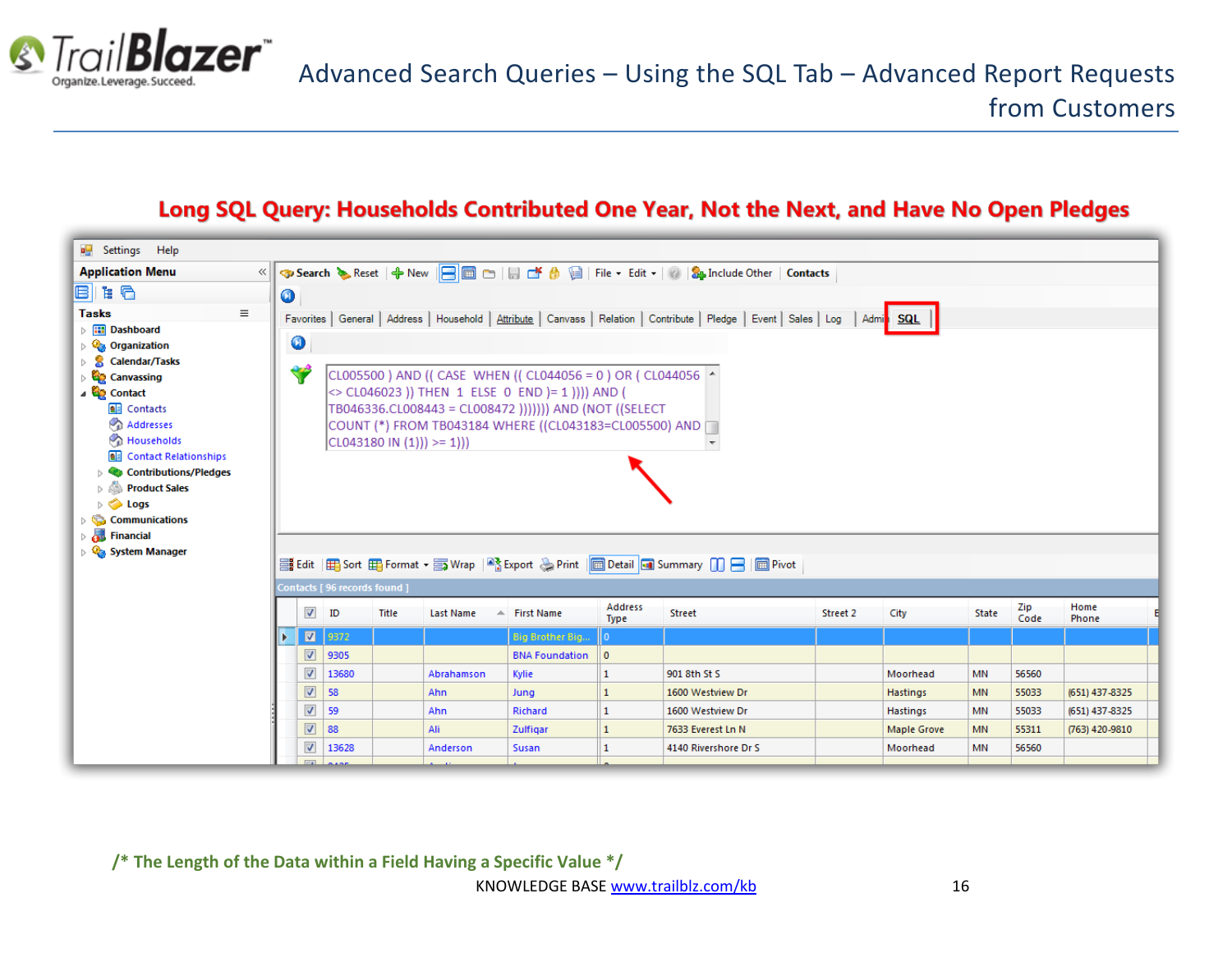## Long SQL Query: Households Contributed One Year, Not the Next, and Have No Open Pledges

```
CL005500 ) AND (( CASE WHEN (( CL044056 = 0 ) OR ( CL044056
<> CL046023 )) THEN 1 ELSE 0 END )= 1 )))) AND (
TB046336.CL008443 = CL008472 ))))))) AND (NOT ((SELECT
COUNT (*) FROM TB043184 WHERE ((CL043183=CL005500) AND
CL043180 IN (1))) >= 1)))
```

Contacts [ 96 records found ]

| ID | Title | Last Name | First Name | Address Type | Street | Street 2 | City | State | Zip Code | Home Phone |
|---|---|---|---|---|---|---|---|---|---|---|
| 9372 | | | Big Brother Big... | 0 | | | | | | |
| 9305 | | | BNA Foundation | 0 | | | | | | |
| 13680 | | Abrahamson | Kylie | 1 | 901 8th St S | | Moorhead | MN | 56560 | |
| 58 | | Ahn | Jung | 1 | 1600 Westview Dr | | Hastings | MN | 55033 | (651) 437-8325 |
| 59 | | Ahn | Richard | 1 | 1600 Westview Dr | | Hastings | MN | 55033 | (651) 437-8325 |
| 88 | | Ali | Zulfiqar | 1 | 7633 Everest Ln N | | Maple Grove | MN | 55311 | (763) 420-9810 |
| 13628 | | Anderson | Susan | 1 | 4140 Rivershore Dr S | | Moorhead | MN | 56560 | |

/* The Length of the Data within a Field Having a Specific Value */

KNOWLEDGE BASE www.trailblz.com/kb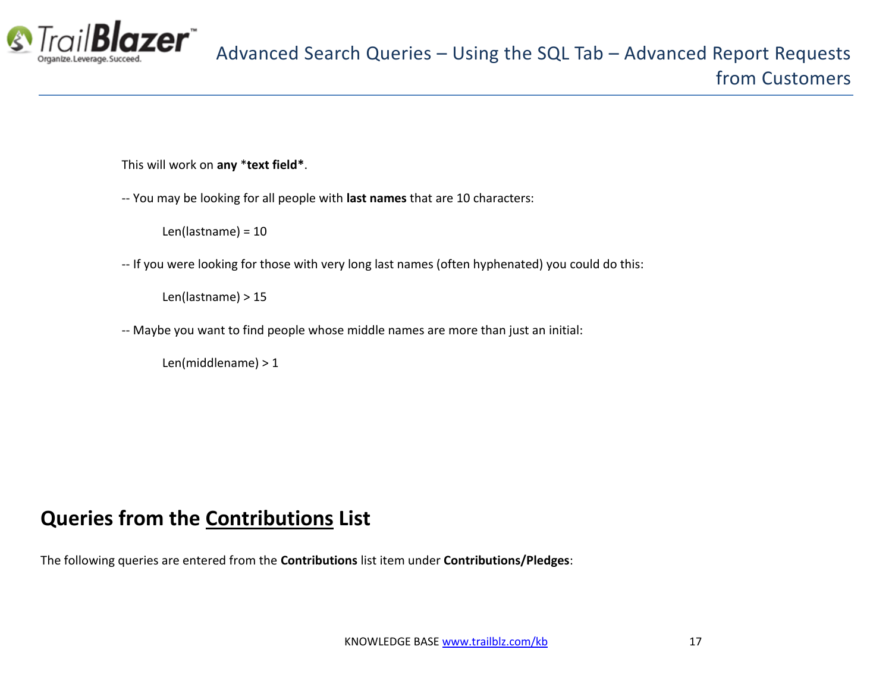This will work on **any** *text field*.

-- You may be looking for all people with **last names** that are 10 characters:

```
Len(lastname) = 10
```

-- If you were looking for those with very long last names (often hyphenated) you could do this:

```
Len(lastname) > 15
```

-- Maybe you want to find people whose middle names are more than just an initial:

```
Len(middlename) > 1
```

## Queries from the <u>Contributions</u> List

The following queries are entered from the **Contributions** list item under **Contributions/Pledges**: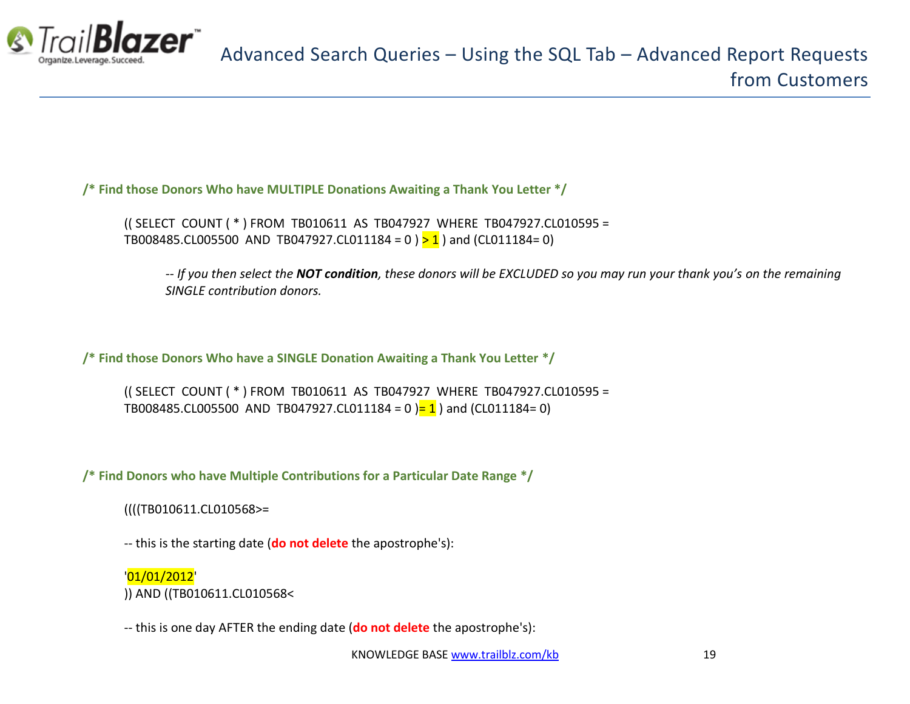**/* Find those Donors Who have MULTIPLE Donations Awaiting a Thank You Letter */**

```
(( SELECT  COUNT ( * ) FROM  TB010611  AS  TB047927  WHERE  TB047927.CL010595 =
TB008485.CL005500  AND  TB047927.CL011184 = 0 ) > 1 ) and (CL011184= 0)
```

*-- If you then select the **NOT condition**, these donors will be EXCLUDED so you may run your thank you's on the remaining SINGLE contribution donors.*

**/* Find those Donors Who have a SINGLE Donation Awaiting a Thank You Letter */**

```
(( SELECT  COUNT ( * ) FROM  TB010611  AS  TB047927  WHERE  TB047927.CL010595 =
TB008485.CL005500  AND  TB047927.CL011184 = 0 )= 1 ) and (CL011184= 0)
```

**/* Find Donors who have Multiple Contributions for a Particular Date Range */**

````
((((TB010611.CL010568>=

-- this is the starting date (do not delete the apostrophe's):

'01/01/2012'
)) AND ((TB010611.CL010568<

-- this is one day AFTER the ending date (do not delete the apostrophe's):
````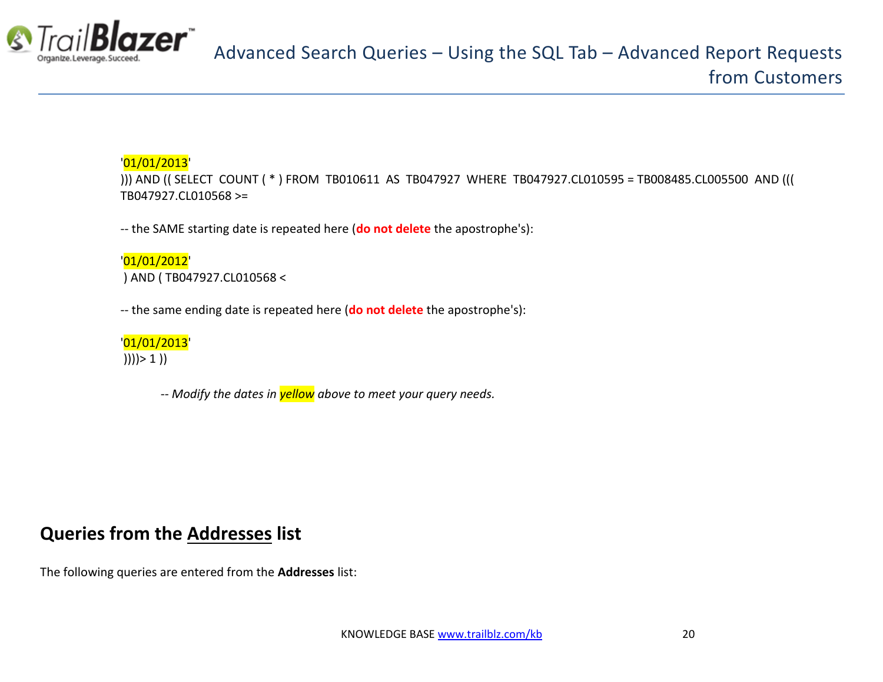'01/01/2013'
))) AND (( SELECT  COUNT ( * ) FROM  TB010611  AS  TB047927  WHERE  TB047927.CL010595 = TB008485.CL005500  AND (((
TB047927.CL010568 >=

-- the SAME starting date is repeated here (**do not delete** the apostrophe's):

'01/01/2012'
) AND ( TB047927.CL010568 <

-- the same ending date is repeated here (**do not delete** the apostrophe's):

'01/01/2013'
))))> 1 ))

*-- Modify the dates in yellow above to meet your query needs.*

## Queries from the Addresses list

The following queries are entered from the **Addresses** list: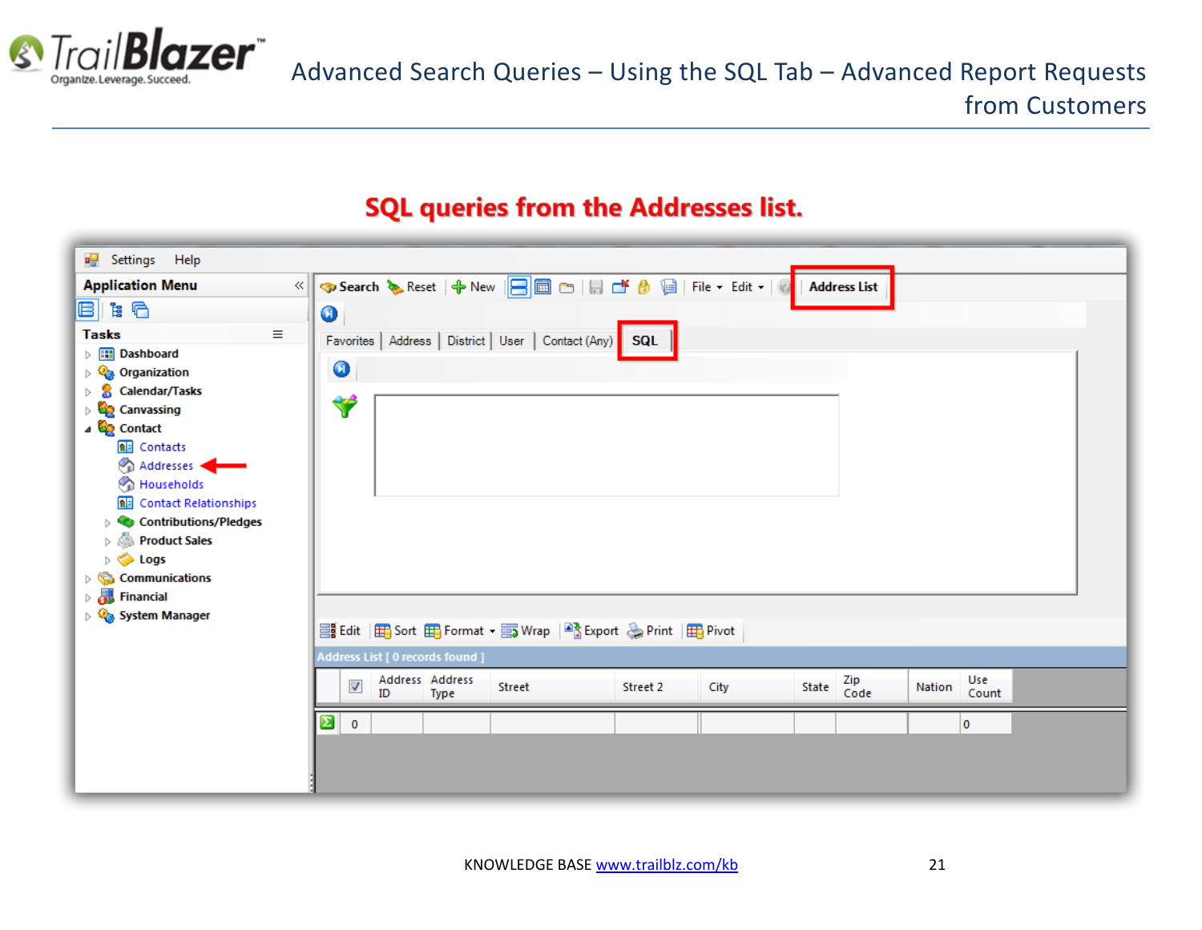## SQL queries from the Addresses list.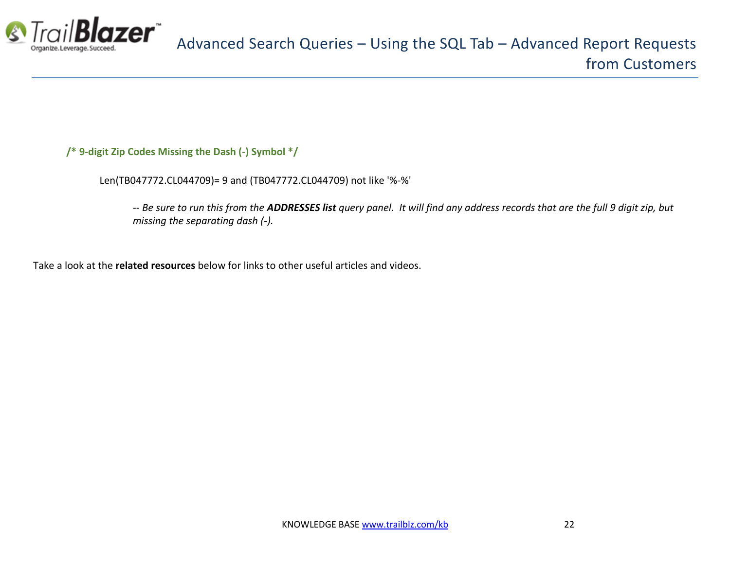**/* 9-digit Zip Codes Missing the Dash (-) Symbol */**

```
Len(TB047772.CL044709)= 9 and (TB047772.CL044709) not like '%-%'
```

*-- Be sure to run this from the **ADDRESSES list** query panel. It will find any address records that are the full 9 digit zip, but missing the separating dash (-).*

Take a look at the **related resources** below for links to other useful articles and videos.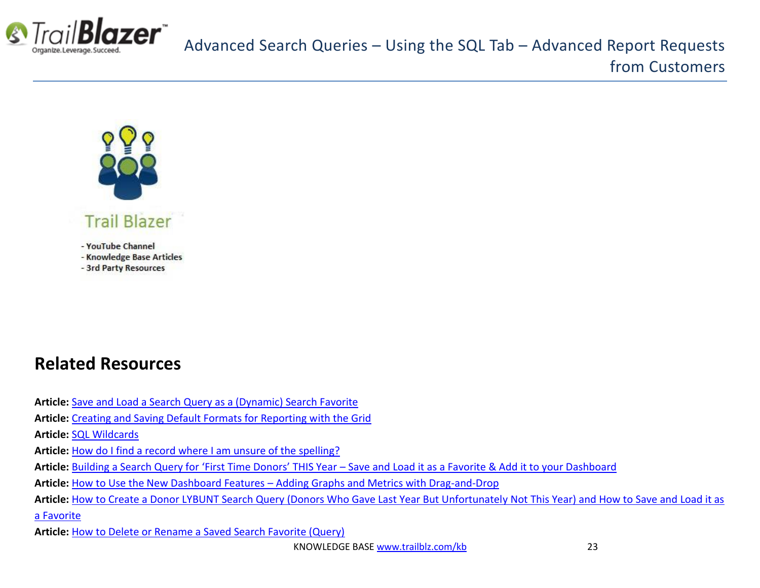- YouTube Channel
- Knowledge Base Articles
- 3rd Party Resources

## Related Resources

**Article:** Save and Load a Search Query as a (Dynamic) Search Favorite

**Article:** Creating and Saving Default Formats for Reporting with the Grid

**Article:** SQL Wildcards

**Article:** How do I find a record where I am unsure of the spelling?

**Article:** Building a Search Query for 'First Time Donors' THIS Year – Save and Load it as a Favorite & Add it to your Dashboard

**Article:** How to Use the New Dashboard Features – Adding Graphs and Metrics with Drag-and-Drop

**Article:** How to Create a Donor LYBUNT Search Query (Donors Who Gave Last Year But Unfortunately Not This Year) and How to Save and Load it as a Favorite

**Article:** How to Delete or Rename a Saved Search Favorite (Query)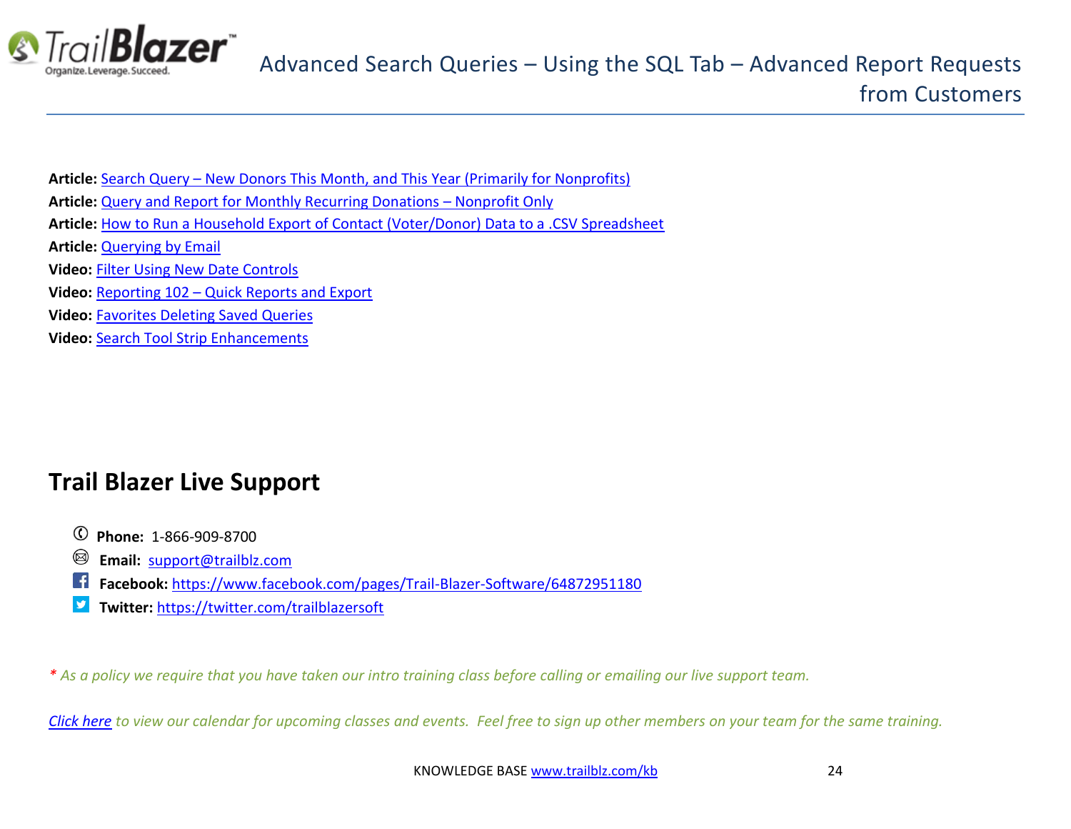**Article:** Search Query – New Donors This Month, and This Year (Primarily for Nonprofits)
**Article:** Query and Report for Monthly Recurring Donations – Nonprofit Only
**Article:** How to Run a Household Export of Contact (Voter/Donor) Data to a .CSV Spreadsheet
**Article:** Querying by Email
**Video:** Filter Using New Date Controls
**Video:** Reporting 102 – Quick Reports and Export
**Video:** Favorites Deleting Saved Queries
**Video:** Search Tool Strip Enhancements

## Trail Blazer Live Support

- **Phone:** 1-866-909-8700
- **Email:** support@trailblz.com
- **Facebook:** https://www.facebook.com/pages/Trail-Blazer-Software/64872951180
- **Twitter:** https://twitter.com/trailblazersoft

*\* As a policy we require that you have taken our intro training class before calling or emailing our live support team.*

*Click here to view our calendar for upcoming classes and events. Feel free to sign up other members on your team for the same training.*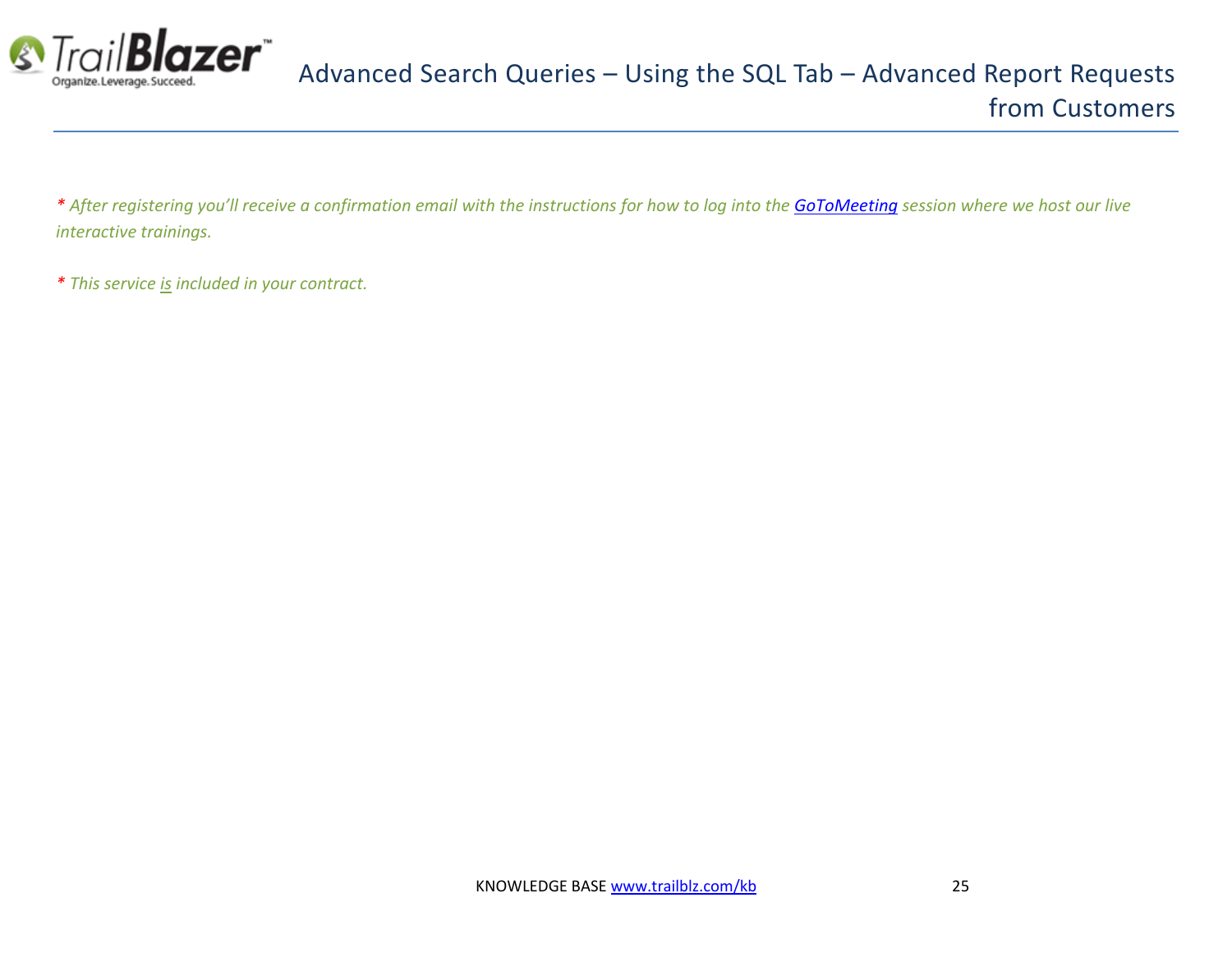*\* After registering you'll receive a confirmation email with the instructions for how to log into the [GoToMeeting](#) session where we host our live interactive trainings.*

*\* This service <u>is</u> included in your contract.*